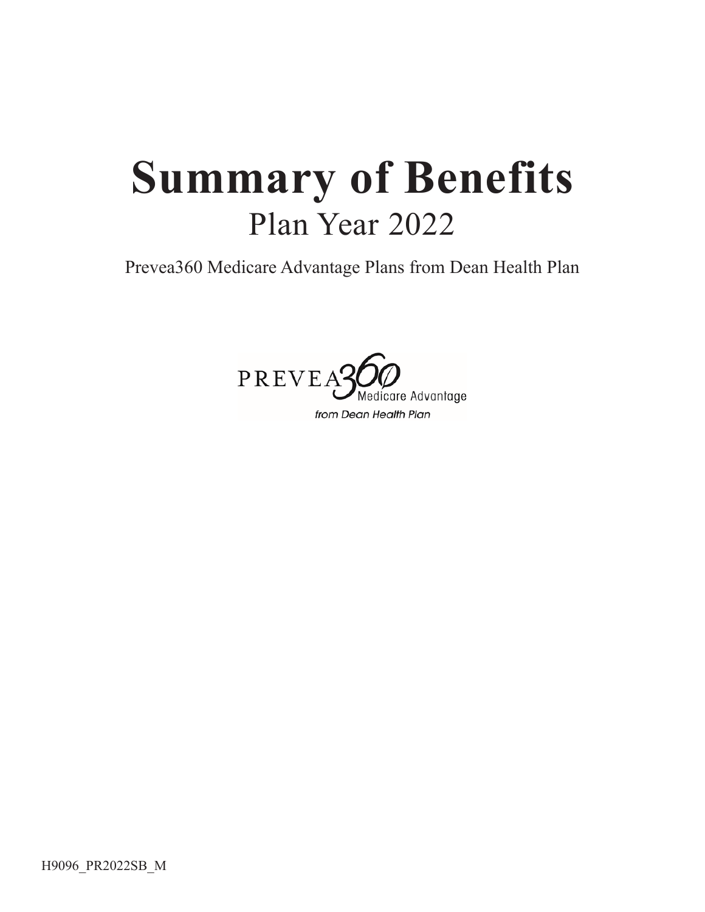# Summary of Benefits

## Plan Year 2022

Prevea360 Medicare Advantage Plans from Dean Health Plan

PREVEA360 Medicare Advantage

*from Dean Health Plan*

H9096_PR2022SB_M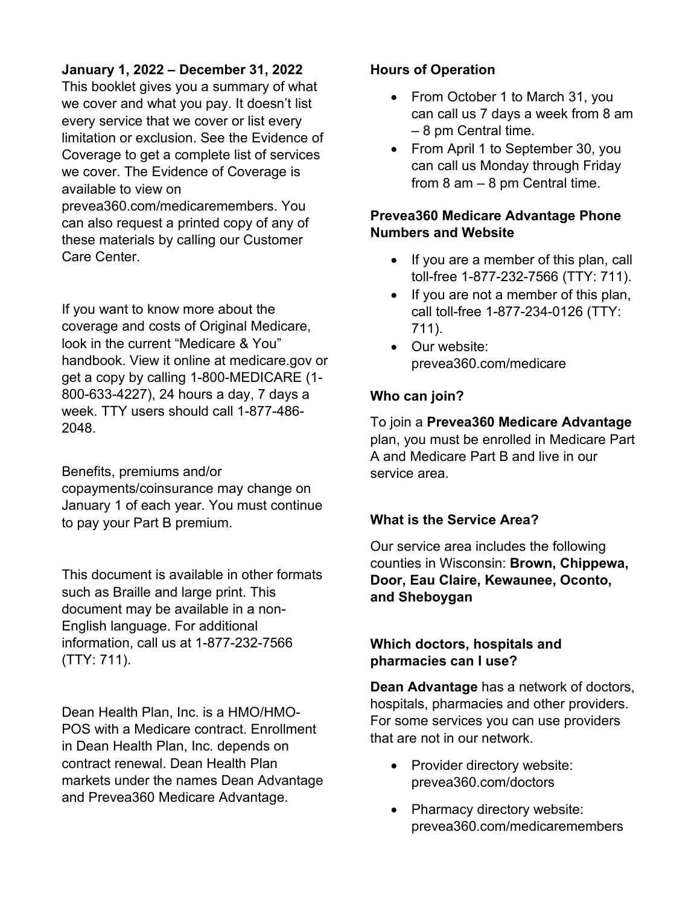**January 1, 2022 – December 31, 2022**
This booklet gives you a summary of what we cover and what you pay. It doesn't list every service that we cover or list every limitation or exclusion. See the Evidence of Coverage to get a complete list of services we cover. The Evidence of Coverage is available to view on prevea360.com/medicaremembers. You can also request a printed copy of any of these materials by calling our Customer Care Center.

If you want to know more about the coverage and costs of Original Medicare, look in the current "Medicare & You" handbook. View it online at medicare.gov or get a copy by calling 1-800-MEDICARE (1-800-633-4227), 24 hours a day, 7 days a week. TTY users should call 1-877-486-2048.

Benefits, premiums and/or copayments/coinsurance may change on January 1 of each year. You must continue to pay your Part B premium.

This document is available in other formats such as Braille and large print. This document may be available in a non-English language. For additional information, call us at 1-877-232-7566 (TTY: 711).

Dean Health Plan, Inc. is a HMO/HMO-POS with a Medicare contract. Enrollment in Dean Health Plan, Inc. depends on contract renewal. Dean Health Plan markets under the names Dean Advantage and Prevea360 Medicare Advantage.

**Hours of Operation**

- From October 1 to March 31, you can call us 7 days a week from 8 am – 8 pm Central time.
- From April 1 to September 30, you can call us Monday through Friday from 8 am – 8 pm Central time.

**Prevea360 Medicare Advantage Phone Numbers and Website**

- If you are a member of this plan, call toll-free 1-877-232-7566 (TTY: 711).
- If you are not a member of this plan, call toll-free 1-877-234-0126 (TTY: 711).
- Our website: prevea360.com/medicare

**Who can join?**

To join a **Prevea360 Medicare Advantage** plan, you must be enrolled in Medicare Part A and Medicare Part B and live in our service area.

**What is the Service Area?**

Our service area includes the following counties in Wisconsin: **Brown, Chippewa, Door, Eau Claire, Kewaunee, Oconto, and Sheboygan**

**Which doctors, hospitals and pharmacies can I use?**

**Dean Advantage** has a network of doctors, hospitals, pharmacies and other providers. For some services you can use providers that are not in our network.

- Provider directory website: prevea360.com/doctors
- Pharmacy directory website: prevea360.com/medicaremembers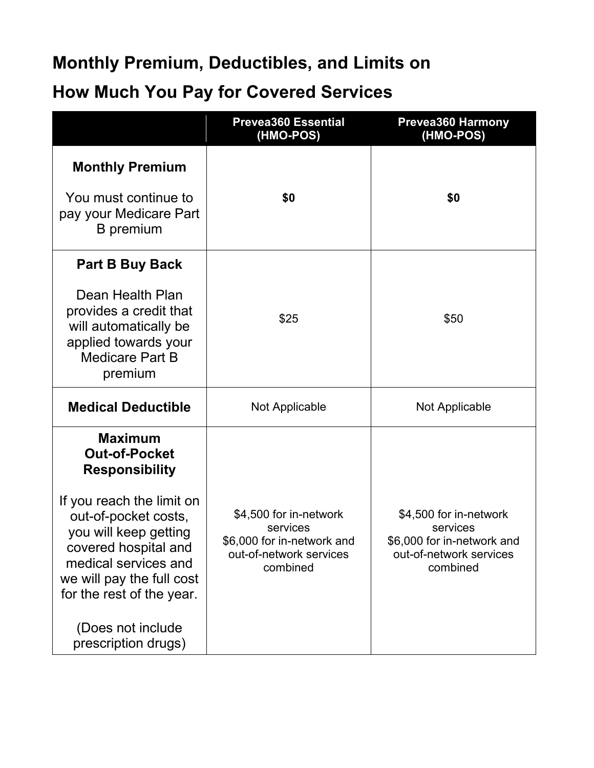## Monthly Premium, Deductibles, and Limits on How Much You Pay for Covered Services

| | Prevea360 Essential (HMO-POS) | Prevea360 Harmony (HMO-POS) |
|---|---|---|
| **Monthly Premium**<br><br>You must continue to pay your Medicare Part B premium | **$0** | **$0** |
| **Part B Buy Back**<br><br>Dean Health Plan provides a credit that will automatically be applied towards your Medicare Part B premium | $25 | $50 |
| **Medical Deductible** | Not Applicable | Not Applicable |
| **Maximum Out-of-Pocket Responsibility**<br><br>If you reach the limit on out-of-pocket costs, you will keep getting covered hospital and medical services and we will pay the full cost for the rest of the year.<br><br>(Does not include prescription drugs) | $4,500 for in-network services<br>$6,000 for in-network and out-of-network services combined | $4,500 for in-network services<br>$6,000 for in-network and out-of-network services combined |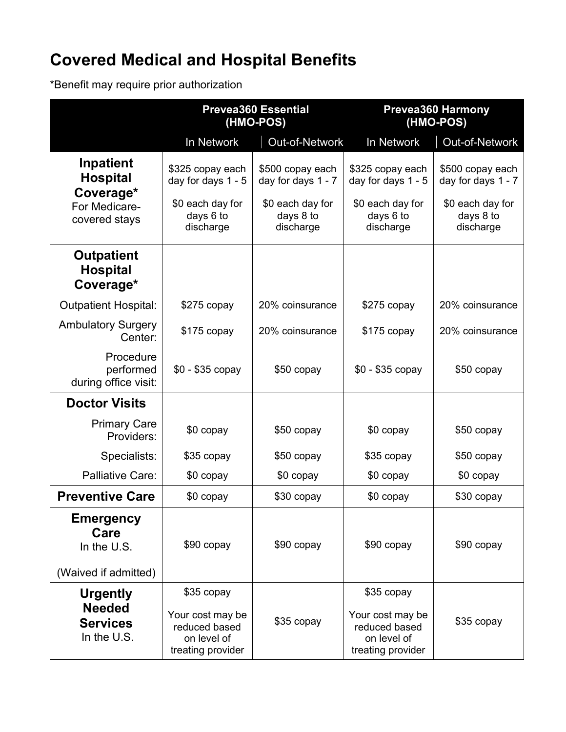# Covered Medical and Hospital Benefits

*Benefit may require prior authorization

| | Prevea360 Essential (HMO-POS) | | Prevea360 Harmony (HMO-POS) | |
|---|---|---|---|---|
| | In Network | Out-of-Network | In Network | Out-of-Network |
| **Inpatient Hospital Coverage*** For Medicare-covered stays | $325 copay each day for days 1 - 5<br><br>$0 each day for days 6 to discharge | $500 copay each day for days 1 - 7<br><br>$0 each day for days 8 to discharge | $325 copay each day for days 1 - 5<br><br>$0 each day for days 6 to discharge | $500 copay each day for days 1 - 7<br><br>$0 each day for days 8 to discharge |
| **Outpatient Hospital Coverage*** | | | | |
| Outpatient Hospital: | $275 copay | 20% coinsurance | $275 copay | 20% coinsurance |
| Ambulatory Surgery Center: | $175 copay | 20% coinsurance | $175 copay | 20% coinsurance |
| Procedure performed during office visit: | $0 - $35 copay | $50 copay | $0 - $35 copay | $50 copay |
| **Doctor Visits** | | | | |
| Primary Care Providers: | $0 copay | $50 copay | $0 copay | $50 copay |
| Specialists: | $35 copay | $50 copay | $35 copay | $50 copay |
| Palliative Care: | $0 copay | $0 copay | $0 copay | $0 copay |
| **Preventive Care** | $0 copay | $30 copay | $0 copay | $30 copay |
| **Emergency Care** In the U.S.<br><br>(Waived if admitted) | $90 copay | $90 copay | $90 copay | $90 copay |
| **Urgently Needed Services** In the U.S. | $35 copay<br><br>Your cost may be reduced based on level of treating provider | $35 copay | $35 copay<br><br>Your cost may be reduced based on level of treating provider | $35 copay |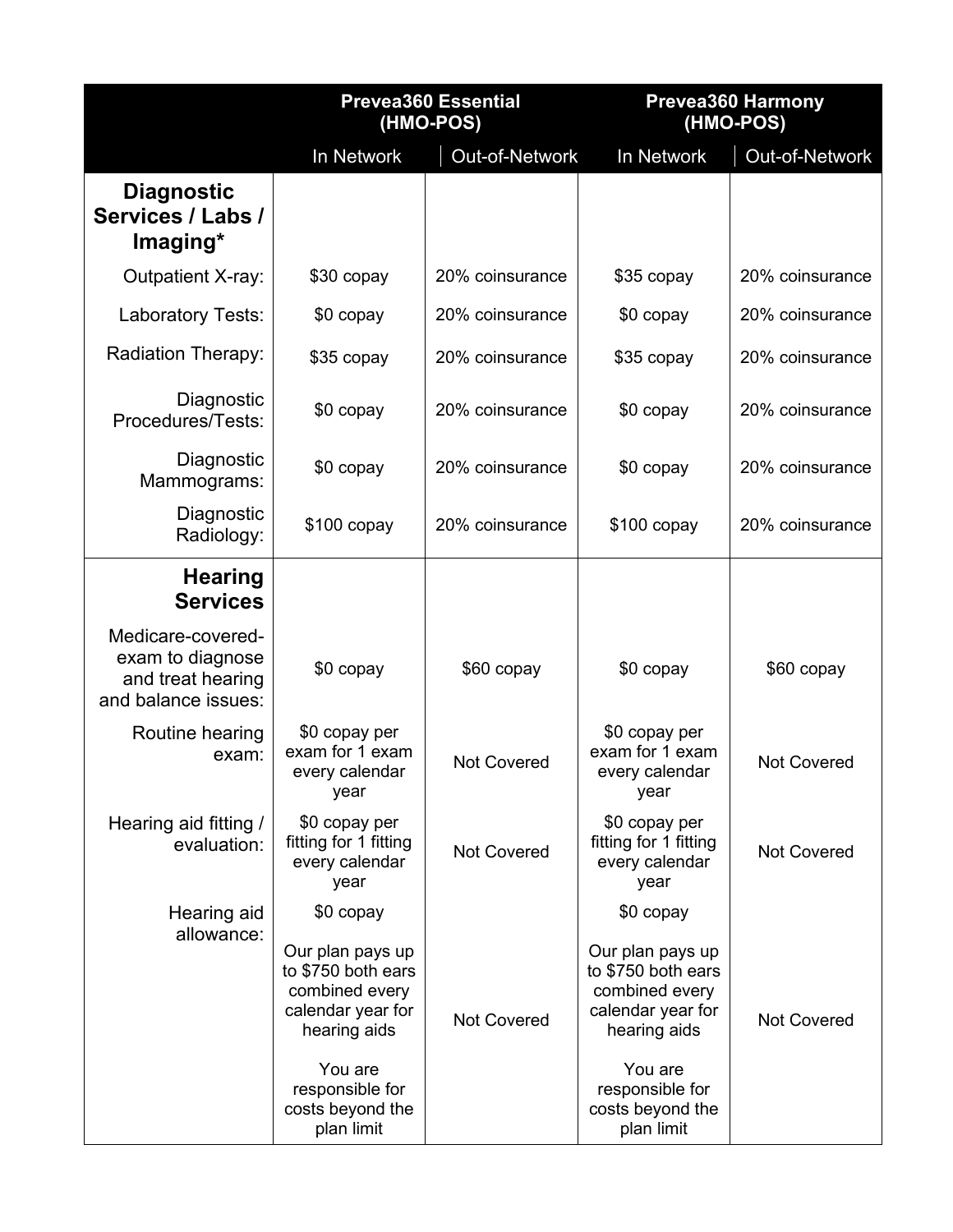| | Prevea360 Essential (HMO-POS) | | Prevea360 Harmony (HMO-POS) | |
|---|---|---|---|---|
| | In Network | Out-of-Network | In Network | Out-of-Network |
| **Diagnostic Services / Labs / Imaging*** | | | | |
| Outpatient X-ray: | $30 copay | 20% coinsurance | $35 copay | 20% coinsurance |
| Laboratory Tests: | $0 copay | 20% coinsurance | $0 copay | 20% coinsurance |
| Radiation Therapy: | $35 copay | 20% coinsurance | $35 copay | 20% coinsurance |
| Diagnostic Procedures/Tests: | $0 copay | 20% coinsurance | $0 copay | 20% coinsurance |
| Diagnostic Mammograms: | $0 copay | 20% coinsurance | $0 copay | 20% coinsurance |
| Diagnostic Radiology: | $100 copay | 20% coinsurance | $100 copay | 20% coinsurance |
| **Hearing Services** | | | | |
| Medicare-covered-exam to diagnose and treat hearing and balance issues: | $0 copay | $60 copay | $0 copay | $60 copay |
| Routine hearing exam: | $0 copay per exam for 1 exam every calendar year | Not Covered | $0 copay per exam for 1 exam every calendar year | Not Covered |
| Hearing aid fitting / evaluation: | $0 copay per fitting for 1 fitting every calendar year | Not Covered | $0 copay per fitting for 1 fitting every calendar year | Not Covered |
| Hearing aid allowance: | $0 copay<br><br>Our plan pays up to $750 both ears combined every calendar year for hearing aids<br><br>You are responsible for costs beyond the plan limit | Not Covered | $0 copay<br><br>Our plan pays up to $750 both ears combined every calendar year for hearing aids<br><br>You are responsible for costs beyond the plan limit | Not Covered |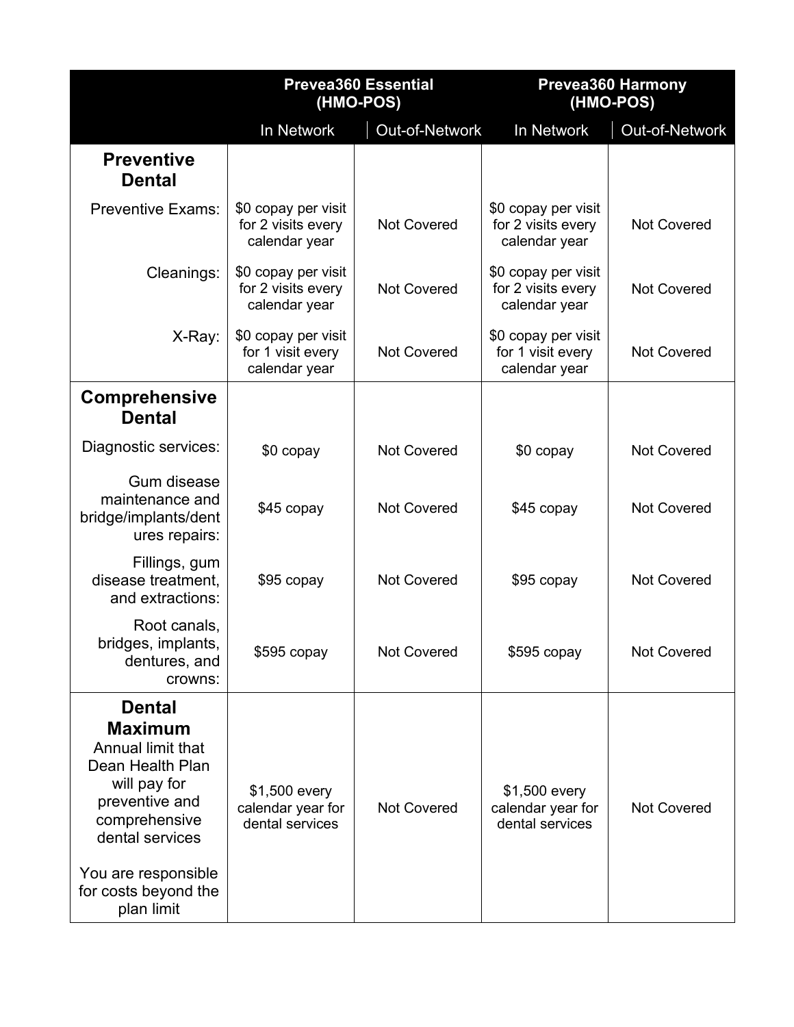| | Prevea360 Essential (HMO-POS) | | Prevea360 Harmony (HMO-POS) | |
|---|---|---|---|---|
| | In Network | Out-of-Network | In Network | Out-of-Network |
| **Preventive Dental** | | | | |
| Preventive Exams: | $0 copay per visit for 2 visits every calendar year | Not Covered | $0 copay per visit for 2 visits every calendar year | Not Covered |
| Cleanings: | $0 copay per visit for 2 visits every calendar year | Not Covered | $0 copay per visit for 2 visits every calendar year | Not Covered |
| X-Ray: | $0 copay per visit for 1 visit every calendar year | Not Covered | $0 copay per visit for 1 visit every calendar year | Not Covered |
| **Comprehensive Dental** | | | | |
| Diagnostic services: | $0 copay | Not Covered | $0 copay | Not Covered |
| Gum disease maintenance and bridge/implants/dentures repairs: | $45 copay | Not Covered | $45 copay | Not Covered |
| Fillings, gum disease treatment, and extractions: | $95 copay | Not Covered | $95 copay | Not Covered |
| Root canals, bridges, implants, dentures, and crowns: | $595 copay | Not Covered | $595 copay | Not Covered |
| **Dental Maximum** Annual limit that Dean Health Plan will pay for preventive and comprehensive dental services You are responsible for costs beyond the plan limit | $1,500 every calendar year for dental services | Not Covered | $1,500 every calendar year for dental services | Not Covered |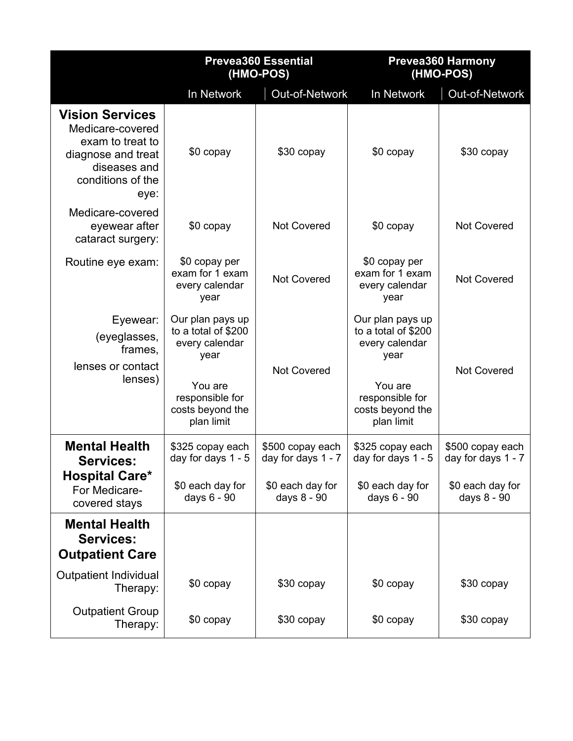| | Prevea360 Essential (HMO-POS) | | Prevea360 Harmony (HMO-POS) | |
|---|---|---|---|---|
| | In Network | Out-of-Network | In Network | Out-of-Network |
| **Vision Services** | | | | |
| Medicare-covered exam to treat to diagnose and treat diseases and conditions of the eye: | $0 copay | $30 copay | $0 copay | $30 copay |
| Medicare-covered eyewear after cataract surgery: | $0 copay | Not Covered | $0 copay | Not Covered |
| Routine eye exam: | $0 copay per exam for 1 exam every calendar year | Not Covered | $0 copay per exam for 1 exam every calendar year | Not Covered |
| Eyewear: (eyeglasses, frames, lenses or contact lenses) | Our plan pays up to a total of $200 every calendar year<br><br>You are responsible for costs beyond the plan limit | Not Covered | Our plan pays up to a total of $200 every calendar year<br><br>You are responsible for costs beyond the plan limit | Not Covered |
| **Mental Health Services: Hospital Care*** For Medicare-covered stays | $325 copay each day for days 1 - 5<br><br>$0 each day for days 6 - 90 | $500 copay each day for days 1 - 7<br><br>$0 each day for days 8 - 90 | $325 copay each day for days 1 - 5<br><br>$0 each day for days 6 - 90 | $500 copay each day for days 1 - 7<br><br>$0 each day for days 8 - 90 |
| **Mental Health Services: Outpatient Care** | | | | |
| Outpatient Individual Therapy: | $0 copay | $30 copay | $0 copay | $30 copay |
| Outpatient Group Therapy: | $0 copay | $30 copay | $0 copay | $30 copay |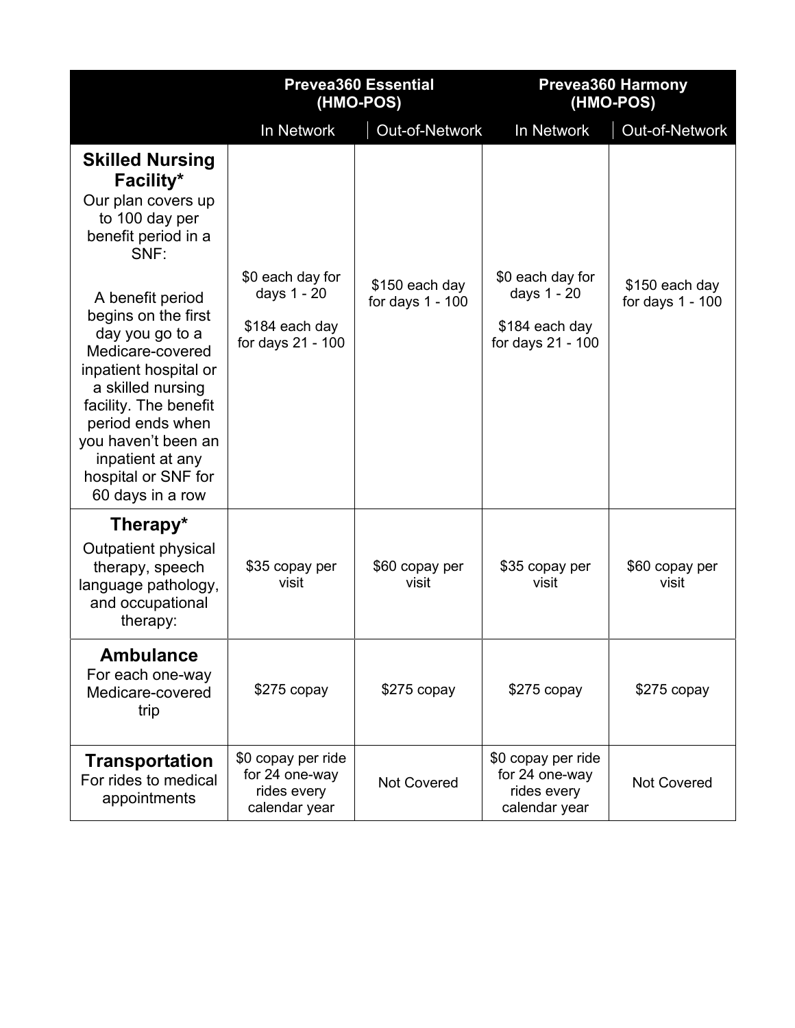| | Prevea360 Essential (HMO-POS) | | Prevea360 Harmony (HMO-POS) | |
|---|---|---|---|---|
| | In Network | Out-of-Network | In Network | Out-of-Network |
| **Skilled Nursing Facility*** Our plan covers up to 100 day per benefit period in a SNF: A benefit period begins on the first day you go to a Medicare-covered inpatient hospital or a skilled nursing facility. The benefit period ends when you haven't been an inpatient at any hospital or SNF for 60 days in a row | $0 each day for days 1 - 20 $184 each day for days 21 - 100 | $150 each day for days 1 - 100 | $0 each day for days 1 - 20 $184 each day for days 21 - 100 | $150 each day for days 1 - 100 |
| **Therapy*** Outpatient physical therapy, speech language pathology, and occupational therapy: | $35 copay per visit | $60 copay per visit | $35 copay per visit | $60 copay per visit |
| **Ambulance** For each one-way Medicare-covered trip | $275 copay | $275 copay | $275 copay | $275 copay |
| **Transportation** For rides to medical appointments | $0 copay per ride for 24 one-way rides every calendar year | Not Covered | $0 copay per ride for 24 one-way rides every calendar year | Not Covered |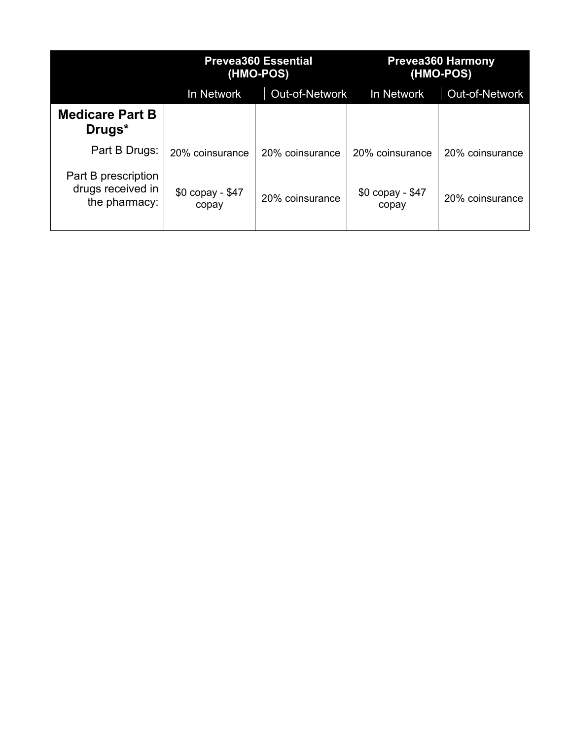| | Prevea360 Essential (HMO-POS) | | Prevea360 Harmony (HMO-POS) | |
|---|---|---|---|---|
| | In Network | Out-of-Network | In Network | Out-of-Network |
| **Medicare Part B Drugs*** | | | | |
| Part B Drugs: | 20% coinsurance | 20% coinsurance | 20% coinsurance | 20% coinsurance |
| Part B prescription drugs received in the pharmacy: | $0 copay - $47 copay | 20% coinsurance | $0 copay - $47 copay | 20% coinsurance |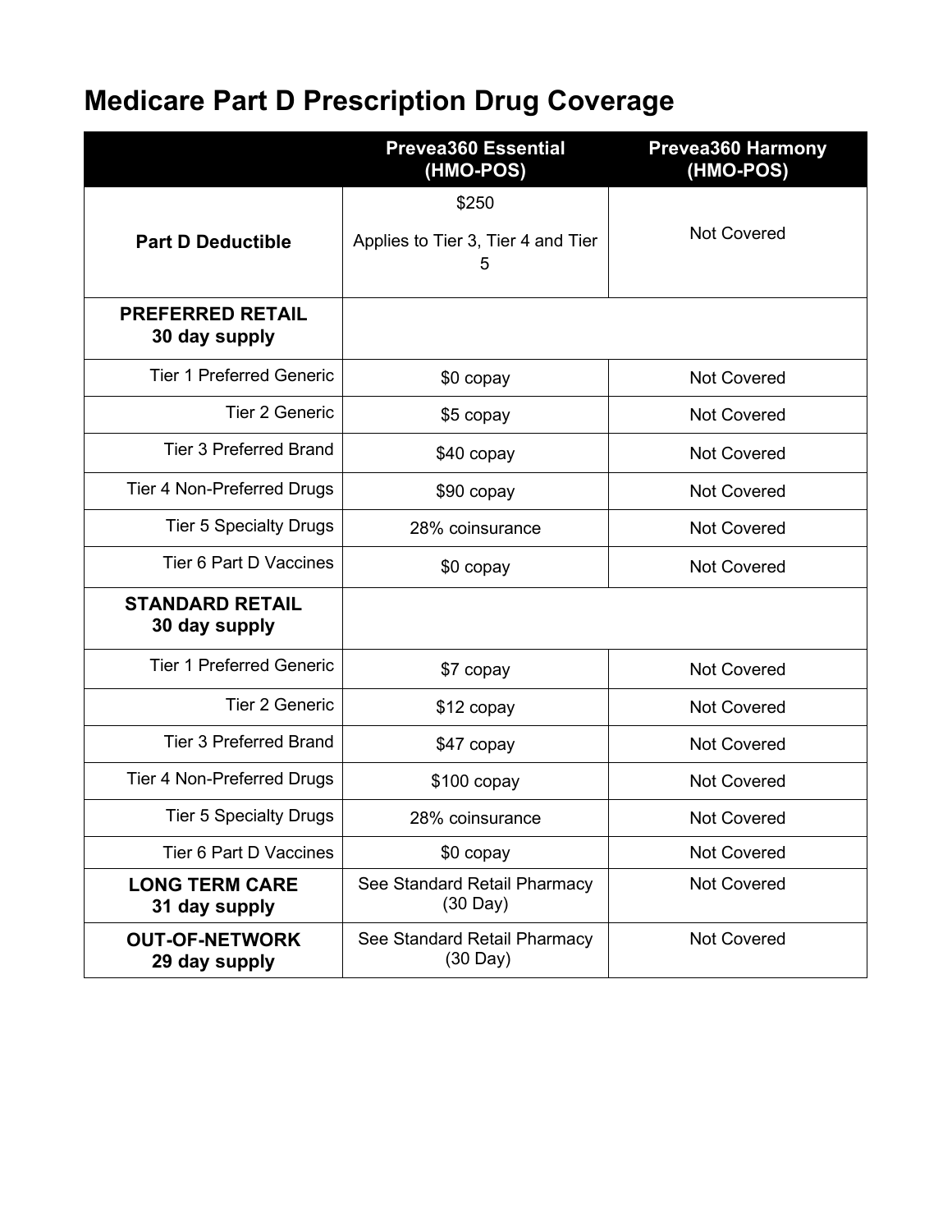# Medicare Part D Prescription Drug Coverage

| | Prevea360 Essential (HMO-POS) | Prevea360 Harmony (HMO-POS) |
|---|---|---|
| **Part D Deductible** | $250<br><br>Applies to Tier 3, Tier 4 and Tier 5 | Not Covered |
| **PREFERRED RETAIL 30 day supply** | | |
| Tier 1 Preferred Generic | $0 copay | Not Covered |
| Tier 2 Generic | $5 copay | Not Covered |
| Tier 3 Preferred Brand | $40 copay | Not Covered |
| Tier 4 Non-Preferred Drugs | $90 copay | Not Covered |
| Tier 5 Specialty Drugs | 28% coinsurance | Not Covered |
| Tier 6 Part D Vaccines | $0 copay | Not Covered |
| **STANDARD RETAIL 30 day supply** | | |
| Tier 1 Preferred Generic | $7 copay | Not Covered |
| Tier 2 Generic | $12 copay | Not Covered |
| Tier 3 Preferred Brand | $47 copay | Not Covered |
| Tier 4 Non-Preferred Drugs | $100 copay | Not Covered |
| Tier 5 Specialty Drugs | 28% coinsurance | Not Covered |
| Tier 6 Part D Vaccines | $0 copay | Not Covered |
| **LONG TERM CARE 31 day supply** | See Standard Retail Pharmacy (30 Day) | Not Covered |
| **OUT-OF-NETWORK 29 day supply** | See Standard Retail Pharmacy (30 Day) | Not Covered |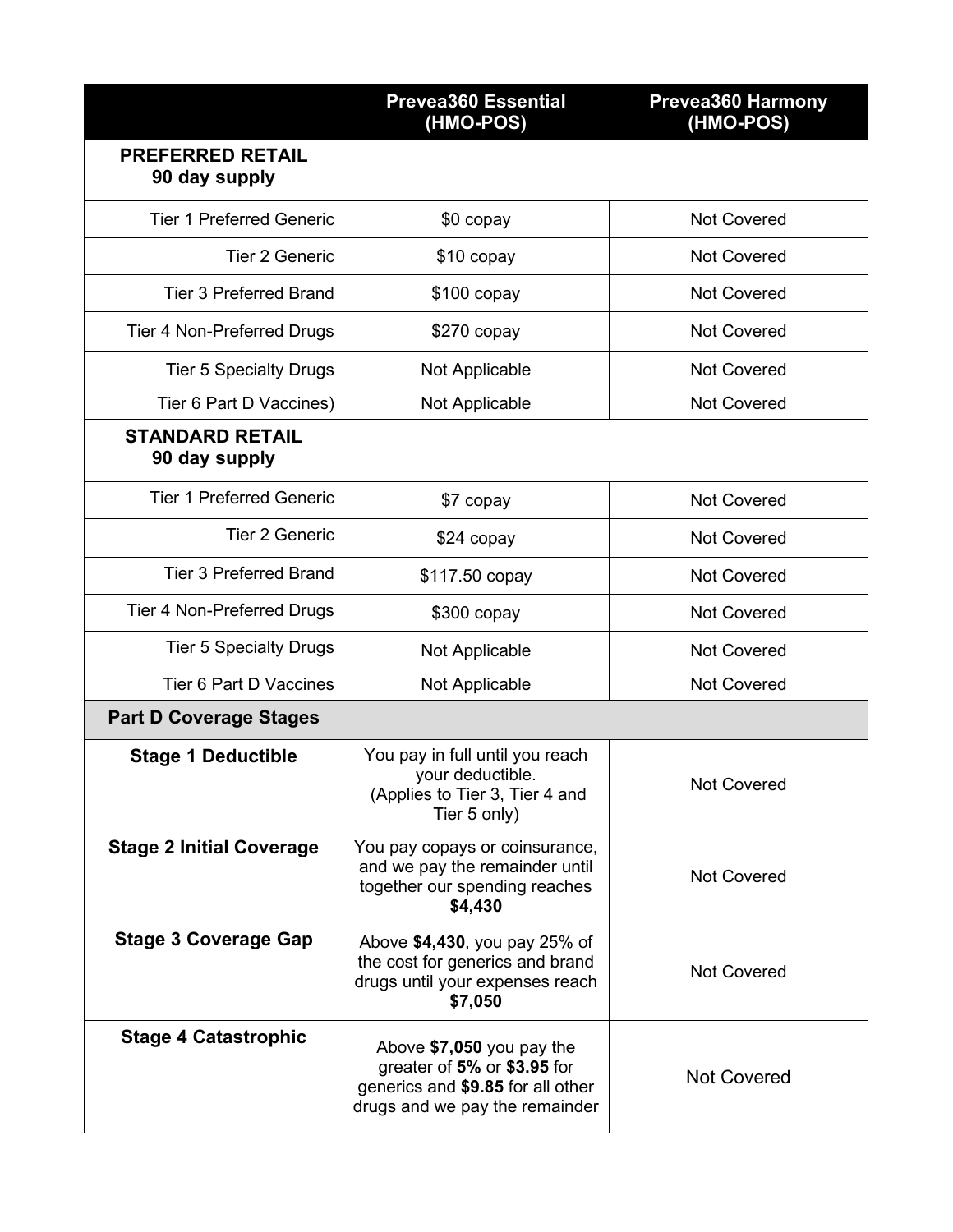| | Prevea360 Essential (HMO-POS) | Prevea360 Harmony (HMO-POS) |
|---|---|---|
| **PREFERRED RETAIL 90 day supply** | | |
| Tier 1 Preferred Generic | $0 copay | Not Covered |
| Tier 2 Generic | $10 copay | Not Covered |
| Tier 3 Preferred Brand | $100 copay | Not Covered |
| Tier 4 Non-Preferred Drugs | $270 copay | Not Covered |
| Tier 5 Specialty Drugs | Not Applicable | Not Covered |
| Tier 6 Part D Vaccines) | Not Applicable | Not Covered |
| **STANDARD RETAIL 90 day supply** | | |
| Tier 1 Preferred Generic | $7 copay | Not Covered |
| Tier 2 Generic | $24 copay | Not Covered |
| Tier 3 Preferred Brand | $117.50 copay | Not Covered |
| Tier 4 Non-Preferred Drugs | $300 copay | Not Covered |
| Tier 5 Specialty Drugs | Not Applicable | Not Covered |
| Tier 6 Part D Vaccines | Not Applicable | Not Covered |
| **Part D Coverage Stages** | | |
| **Stage 1 Deductible** | You pay in full until you reach your deductible. (Applies to Tier 3, Tier 4 and Tier 5 only) | Not Covered |
| **Stage 2 Initial Coverage** | You pay copays or coinsurance, and we pay the remainder until together our spending reaches **$4,430** | Not Covered |
| **Stage 3 Coverage Gap** | Above **$4,430**, you pay 25% of the cost for generics and brand drugs until your expenses reach **$7,050** | Not Covered |
| **Stage 4 Catastrophic** | Above **$7,050** you pay the greater of **5%** or **$3.95** for generics and **$9.85** for all other drugs and we pay the remainder | Not Covered |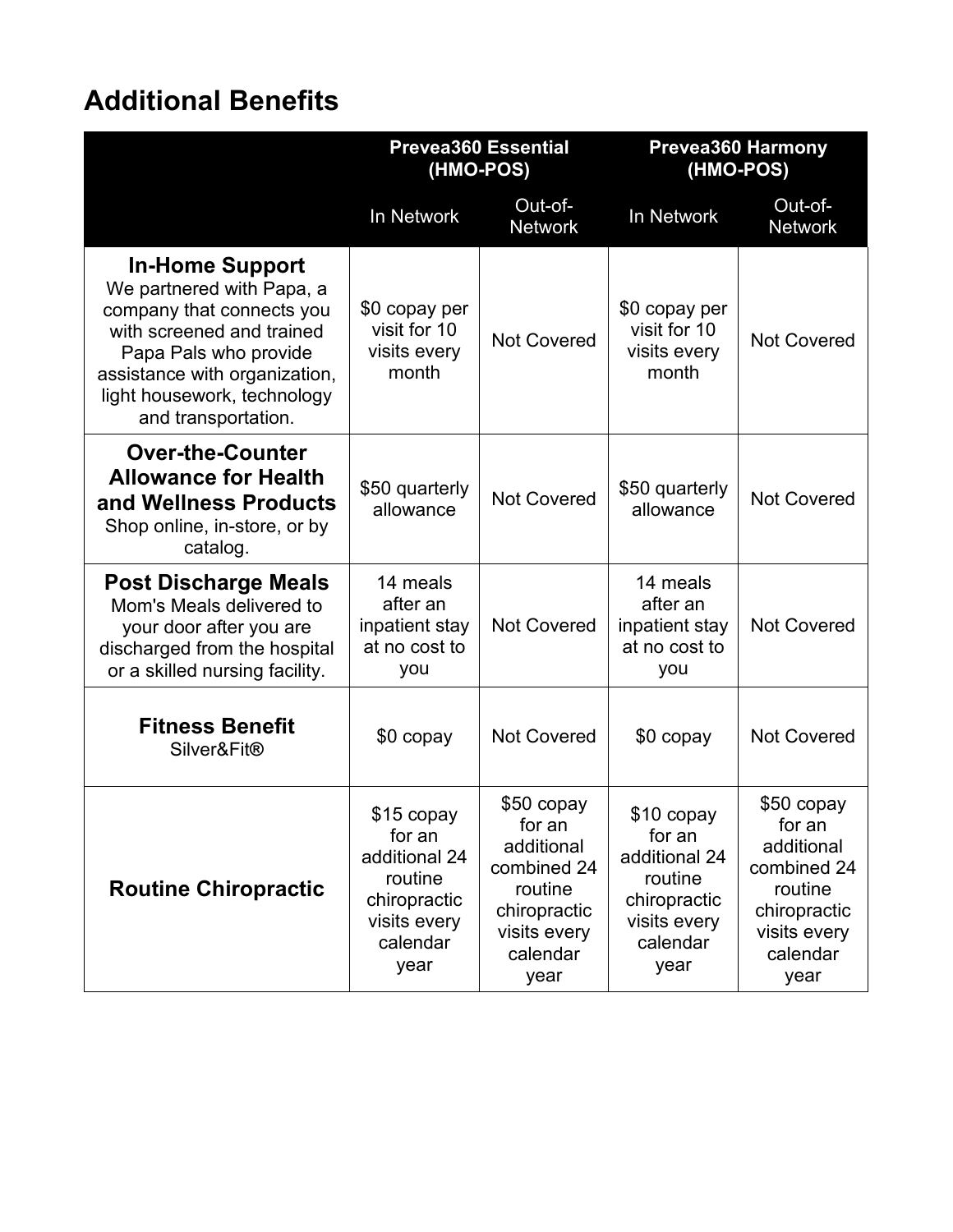## Additional Benefits

| | Prevea360 Essential (HMO-POS) | | Prevea360 Harmony (HMO-POS) | |
|---|---|---|---|---|
| | In Network | Out-of-Network | In Network | Out-of-Network |
| **In-Home Support** We partnered with Papa, a company that connects you with screened and trained Papa Pals who provide assistance with organization, light housework, technology and transportation. | $0 copay per visit for 10 visits every month | Not Covered | $0 copay per visit for 10 visits every month | Not Covered |
| **Over-the-Counter Allowance for Health and Wellness Products** Shop online, in-store, or by catalog. | $50 quarterly allowance | Not Covered | $50 quarterly allowance | Not Covered |
| **Post Discharge Meals** Mom's Meals delivered to your door after you are discharged from the hospital or a skilled nursing facility. | 14 meals after an inpatient stay at no cost to you | Not Covered | 14 meals after an inpatient stay at no cost to you | Not Covered |
| **Fitness Benefit** Silver&Fit® | $0 copay | Not Covered | $0 copay | Not Covered |
| **Routine Chiropractic** | $15 copay for an additional 24 routine chiropractic visits every calendar year | $50 copay for an additional combined 24 routine chiropractic visits every calendar year | $10 copay for an additional 24 routine chiropractic visits every calendar year | $50 copay for an additional combined 24 routine chiropractic visits every calendar year |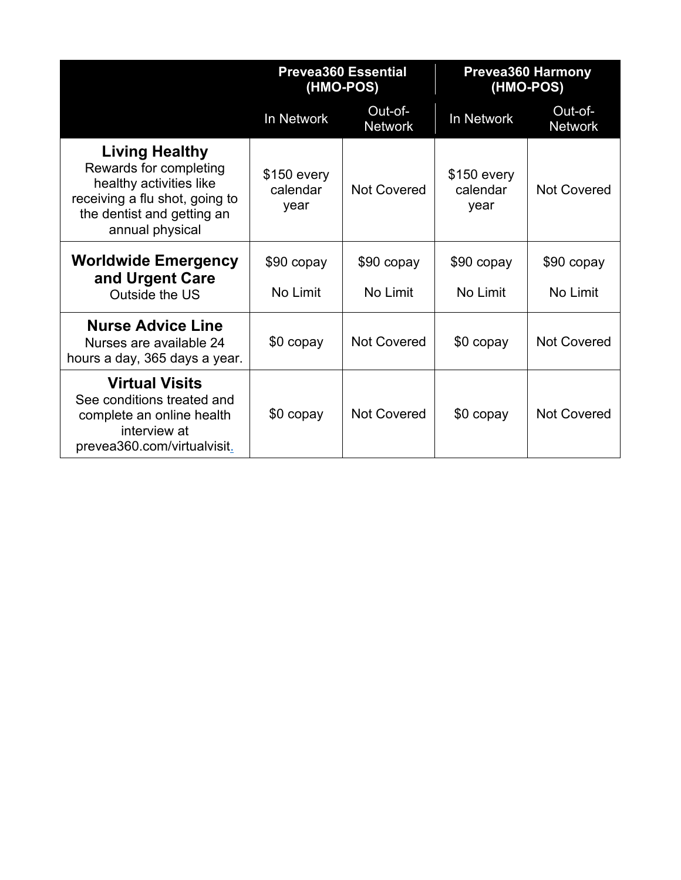| | Prevea360 Essential (HMO-POS) | | Prevea360 Harmony (HMO-POS) | |
|---|---|---|---|---|
| | In Network | Out-of-Network | In Network | Out-of-Network |
| **Living Healthy** Rewards for completing healthy activities like receiving a flu shot, going to the dentist and getting an annual physical | $150 every calendar year | Not Covered | $150 every calendar year | Not Covered |
| **Worldwide Emergency and Urgent Care** Outside the US | $90 copay No Limit | $90 copay No Limit | $90 copay No Limit | $90 copay No Limit |
| **Nurse Advice Line** Nurses are available 24 hours a day, 365 days a year. | $0 copay | Not Covered | $0 copay | Not Covered |
| **Virtual Visits** See conditions treated and complete an online health interview at prevea360.com/virtualvisit. | $0 copay | Not Covered | $0 copay | Not Covered |